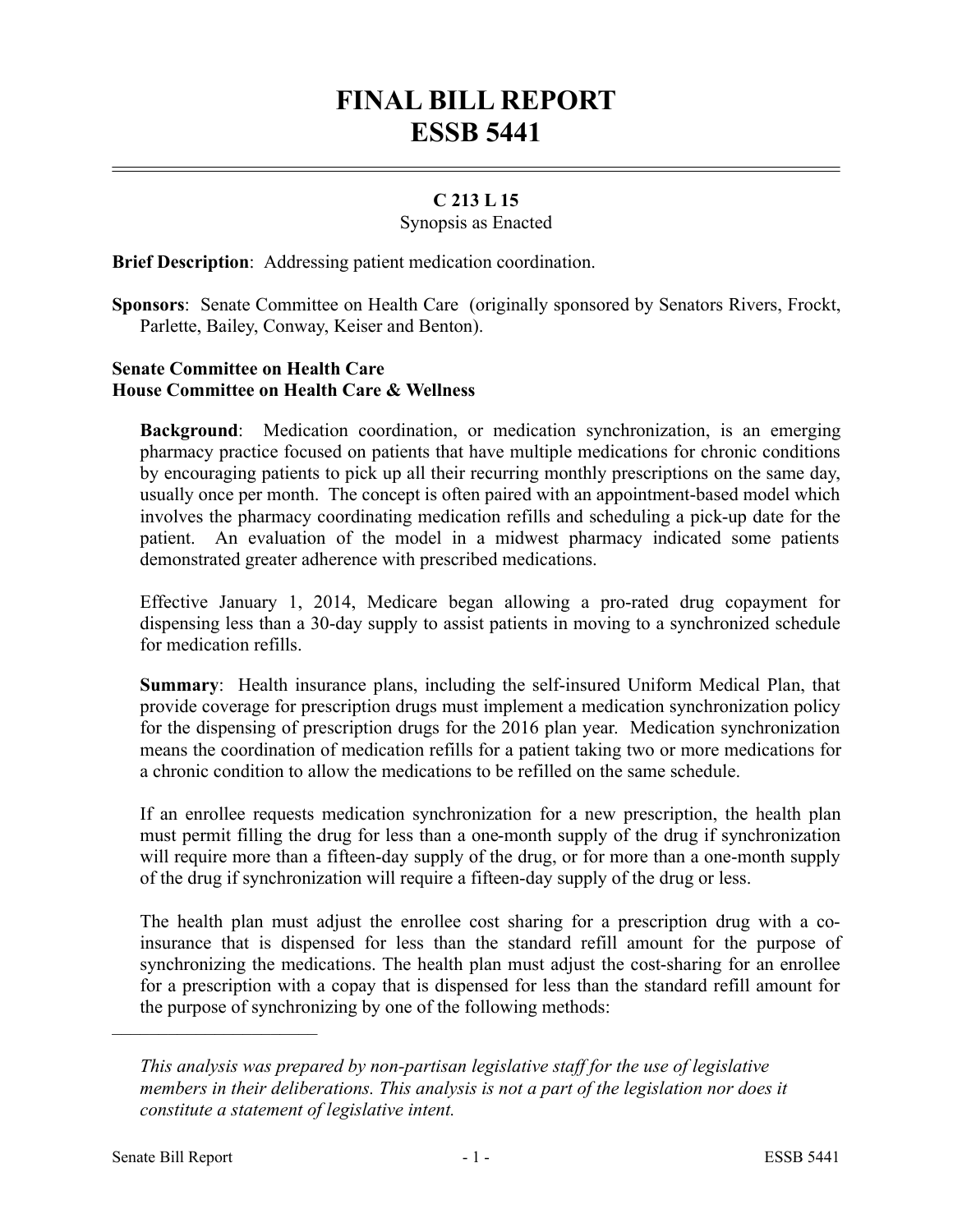# FINAL BILL REPORT
# ESSB 5441

**C 213 L 15**

Synopsis as Enacted

**Brief Description**: Addressing patient medication coordination.

**Sponsors**: Senate Committee on Health Care (originally sponsored by Senators Rivers, Frockt, Parlette, Bailey, Conway, Keiser and Benton).

**Senate Committee on Health Care**
**House Committee on Health Care & Wellness**

**Background**: Medication coordination, or medication synchronization, is an emerging pharmacy practice focused on patients that have multiple medications for chronic conditions by encouraging patients to pick up all their recurring monthly prescriptions on the same day, usually once per month. The concept is often paired with an appointment-based model which involves the pharmacy coordinating medication refills and scheduling a pick-up date for the patient. An evaluation of the model in a midwest pharmacy indicated some patients demonstrated greater adherence with prescribed medications.

Effective January 1, 2014, Medicare began allowing a pro-rated drug copayment for dispensing less than a 30-day supply to assist patients in moving to a synchronized schedule for medication refills.

**Summary**: Health insurance plans, including the self-insured Uniform Medical Plan, that provide coverage for prescription drugs must implement a medication synchronization policy for the dispensing of prescription drugs for the 2016 plan year. Medication synchronization means the coordination of medication refills for a patient taking two or more medications for a chronic condition to allow the medications to be refilled on the same schedule.

If an enrollee requests medication synchronization for a new prescription, the health plan must permit filling the drug for less than a one-month supply of the drug if synchronization will require more than a fifteen-day supply of the drug, or for more than a one-month supply of the drug if synchronization will require a fifteen-day supply of the drug or less.

The health plan must adjust the enrollee cost sharing for a prescription drug with a co-insurance that is dispensed for less than the standard refill amount for the purpose of synchronizing the medications. The health plan must adjust the cost-sharing for an enrollee for a prescription with a copay that is dispensed for less than the standard refill amount for the purpose of synchronizing by one of the following methods:

---

*This analysis was prepared by non-partisan legislative staff for the use of legislative members in their deliberations. This analysis is not a part of the legislation nor does it constitute a statement of legislative intent.*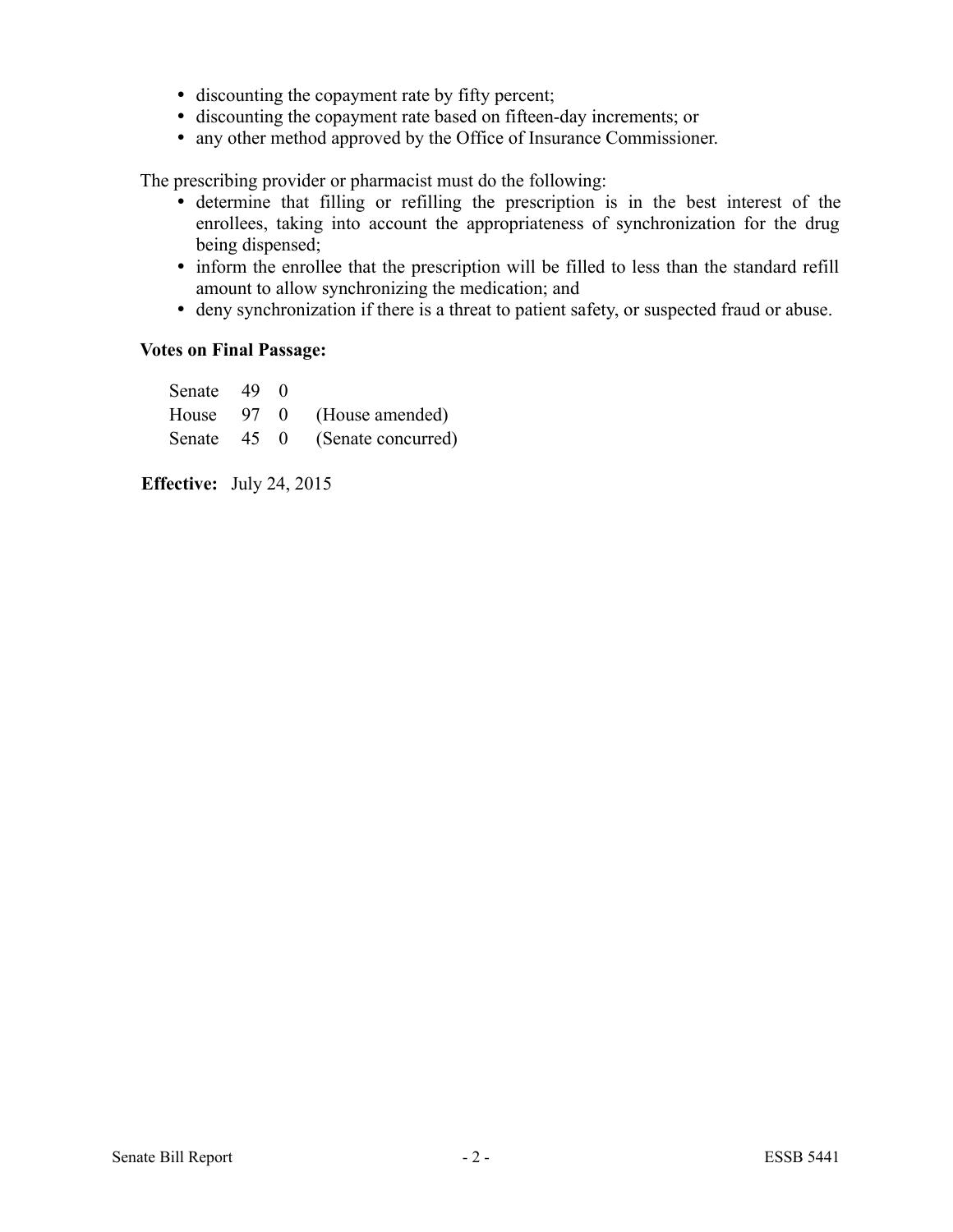- discounting the copayment rate by fifty percent;
- discounting the copayment rate based on fifteen-day increments; or
- any other method approved by the Office of Insurance Commissioner.

The prescribing provider or pharmacist must do the following:

- determine that filling or refilling the prescription is in the best interest of the enrollees, taking into account the appropriateness of synchronization for the drug being dispensed;
- inform the enrollee that the prescription will be filled to less than the standard refill amount to allow synchronizing the medication; and
- deny synchronization if there is a threat to patient safety, or suspected fraud or abuse.

**Votes on Final Passage:**

| | | | |
|---|---|---|---|
| Senate | 49 | 0 | |
| House | 97 | 0 | (House amended) |
| Senate | 45 | 0 | (Senate concurred) |

**Effective:** July 24, 2015